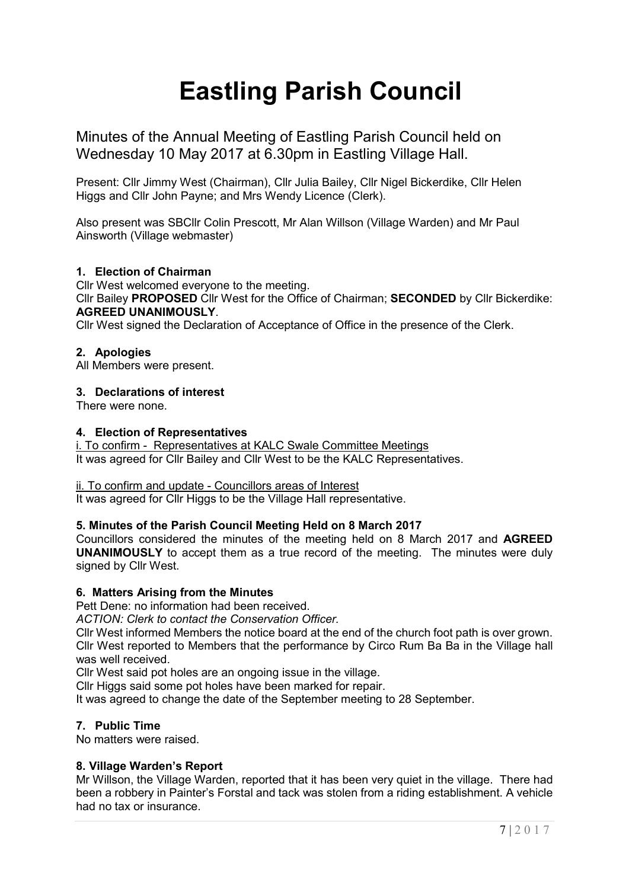# Eastling Parish Council

Minutes of the Annual Meeting of Eastling Parish Council held on Wednesday 10 May 2017 at 6.30pm in Eastling Village Hall.

Present: Cllr Jimmy West (Chairman), Cllr Julia Bailey, Cllr Nigel Bickerdike, Cllr Helen Higgs and Cllr John Payne; and Mrs Wendy Licence (Clerk).

Also present was SBCllr Colin Prescott, Mr Alan Willson (Village Warden) and Mr Paul Ainsworth (Village webmaster)

### 1. Election of Chairman

Cllr West welcomed everyone to the meeting.
Cllr Bailey **PROPOSED** Cllr West for the Office of Chairman; **SECONDED** by Cllr Bickerdike: **AGREED UNANIMOUSLY**.
Cllr West signed the Declaration of Acceptance of Office in the presence of the Clerk.

### 2. Apologies

All Members were present.

### 3. Declarations of interest

There were none.

### 4. Election of Representatives

i. To confirm - Representatives at KALC Swale Committee Meetings
It was agreed for Cllr Bailey and Cllr West to be the KALC Representatives.

ii. To confirm and update - Councillors areas of Interest
It was agreed for Cllr Higgs to be the Village Hall representative.

### 5. Minutes of the Parish Council Meeting Held on 8 March 2017

Councillors considered the minutes of the meeting held on 8 March 2017 and **AGREED UNANIMOUSLY** to accept them as a true record of the meeting. The minutes were duly signed by Cllr West.

### 6. Matters Arising from the Minutes

Pett Dene: no information had been received.
*ACTION: Clerk to contact the Conservation Officer.*
Cllr West informed Members the notice board at the end of the church foot path is over grown.
Cllr West reported to Members that the performance by Circo Rum Ba Ba in the Village hall was well received.
Cllr West said pot holes are an ongoing issue in the village.
Cllr Higgs said some pot holes have been marked for repair.
It was agreed to change the date of the September meeting to 28 September.

### 7. Public Time

No matters were raised.

### 8. Village Warden's Report

Mr Willson, the Village Warden, reported that it has been very quiet in the village. There had been a robbery in Painter's Forstal and tack was stolen from a riding establishment. A vehicle had no tax or insurance.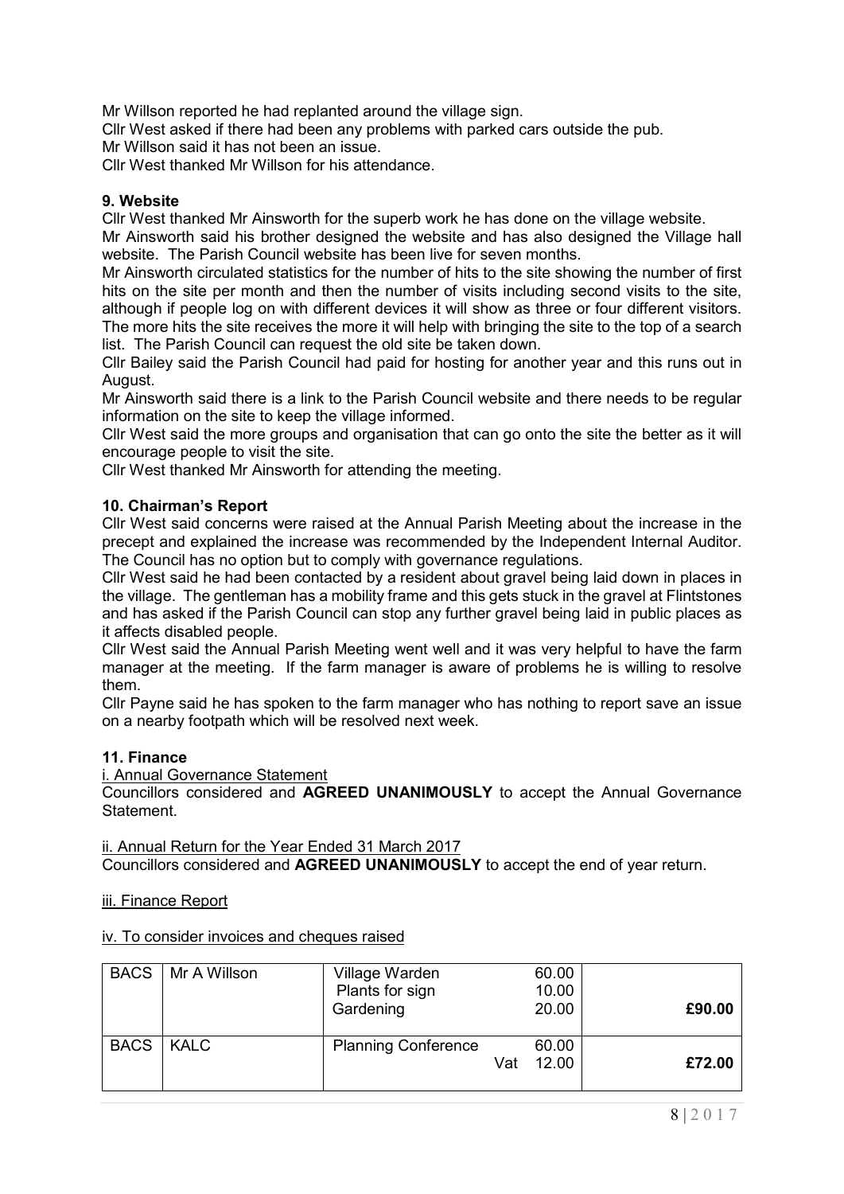Mr Willson reported he had replanted around the village sign.
Cllr West asked if there had been any problems with parked cars outside the pub.
Mr Willson said it has not been an issue.
Cllr West thanked Mr Willson for his attendance.

**9. Website**

Cllr West thanked Mr Ainsworth for the superb work he has done on the village website.
Mr Ainsworth said his brother designed the website and has also designed the Village hall website. The Parish Council website has been live for seven months.
Mr Ainsworth circulated statistics for the number of hits to the site showing the number of first hits on the site per month and then the number of visits including second visits to the site, although if people log on with different devices it will show as three or four different visitors. The more hits the site receives the more it will help with bringing the site to the top of a search list. The Parish Council can request the old site be taken down.
Cllr Bailey said the Parish Council had paid for hosting for another year and this runs out in August.
Mr Ainsworth said there is a link to the Parish Council website and there needs to be regular information on the site to keep the village informed.
Cllr West said the more groups and organisation that can go onto the site the better as it will encourage people to visit the site.
Cllr West thanked Mr Ainsworth for attending the meeting.

**10. Chairman's Report**

Cllr West said concerns were raised at the Annual Parish Meeting about the increase in the precept and explained the increase was recommended by the Independent Internal Auditor. The Council has no option but to comply with governance regulations.
Cllr West said he had been contacted by a resident about gravel being laid down in places in the village. The gentleman has a mobility frame and this gets stuck in the gravel at Flintstones and has asked if the Parish Council can stop any further gravel being laid in public places as it affects disabled people.
Cllr West said the Annual Parish Meeting went well and it was very helpful to have the farm manager at the meeting. If the farm manager is aware of problems he is willing to resolve them.
Cllr Payne said he has spoken to the farm manager who has nothing to report save an issue on a nearby footpath which will be resolved next week.

**11. Finance**

i. Annual Governance Statement

Councillors considered and **AGREED UNANIMOUSLY** to accept the Annual Governance Statement.

ii. Annual Return for the Year Ended 31 March 2017

Councillors considered and **AGREED UNANIMOUSLY** to accept the end of year return.

iii. Finance Report

iv. To consider invoices and cheques raised

| | | | | |
|---|---|---|---|---|
| BACS | Mr A Willson | Village Warden<br>Plants for sign<br>Gardening | 60.00<br>10.00<br>20.00 | **£90.00** |
| BACS | KALC | Planning Conference<br>Vat | 60.00<br>12.00 | **£72.00** |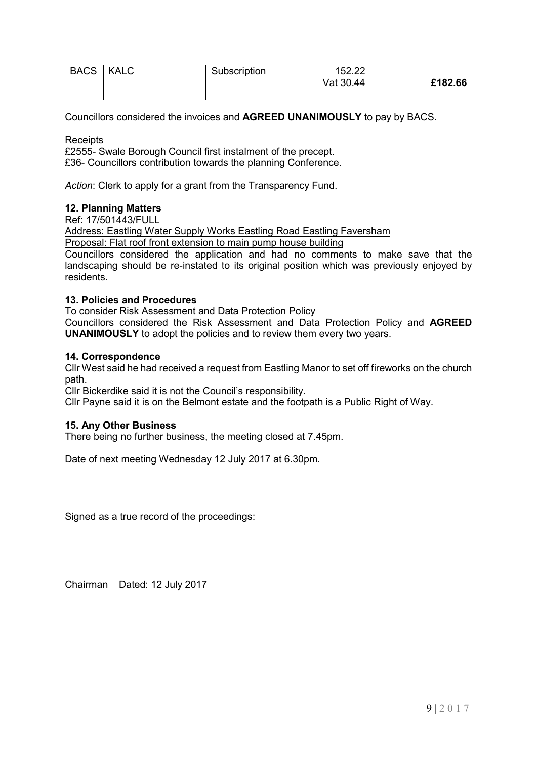| | | | | |
|---|---|---|---|---|
| BACS | KALC | Subscription | 152.22<br>Vat 30.44 | **£182.66** |

Councillors considered the invoices and **AGREED UNANIMOUSLY** to pay by BACS.

Receipts

£2555- Swale Borough Council first instalment of the precept.
£36- Councillors contribution towards the planning Conference.

*Action*: Clerk to apply for a grant from the Transparency Fund.

**12. Planning Matters**

Ref: 17/501443/FULL

Address: Eastling Water Supply Works Eastling Road Eastling Faversham

Proposal: Flat roof front extension to main pump house building

Councillors considered the application and had no comments to make save that the landscaping should be re-instated to its original position which was previously enjoyed by residents.

**13. Policies and Procedures**

To consider Risk Assessment and Data Protection Policy

Councillors considered the Risk Assessment and Data Protection Policy and **AGREED UNANIMOUSLY** to adopt the policies and to review them every two years.

**14. Correspondence**

Cllr West said he had received a request from Eastling Manor to set off fireworks on the church path.

Cllr Bickerdike said it is not the Council's responsibility.

Cllr Payne said it is on the Belmont estate and the footpath is a Public Right of Way.

**15. Any Other Business**

There being no further business, the meeting closed at 7.45pm.

Date of next meeting Wednesday 12 July 2017 at 6.30pm.

Signed as a true record of the proceedings:

Chairman Dated: 12 July 2017